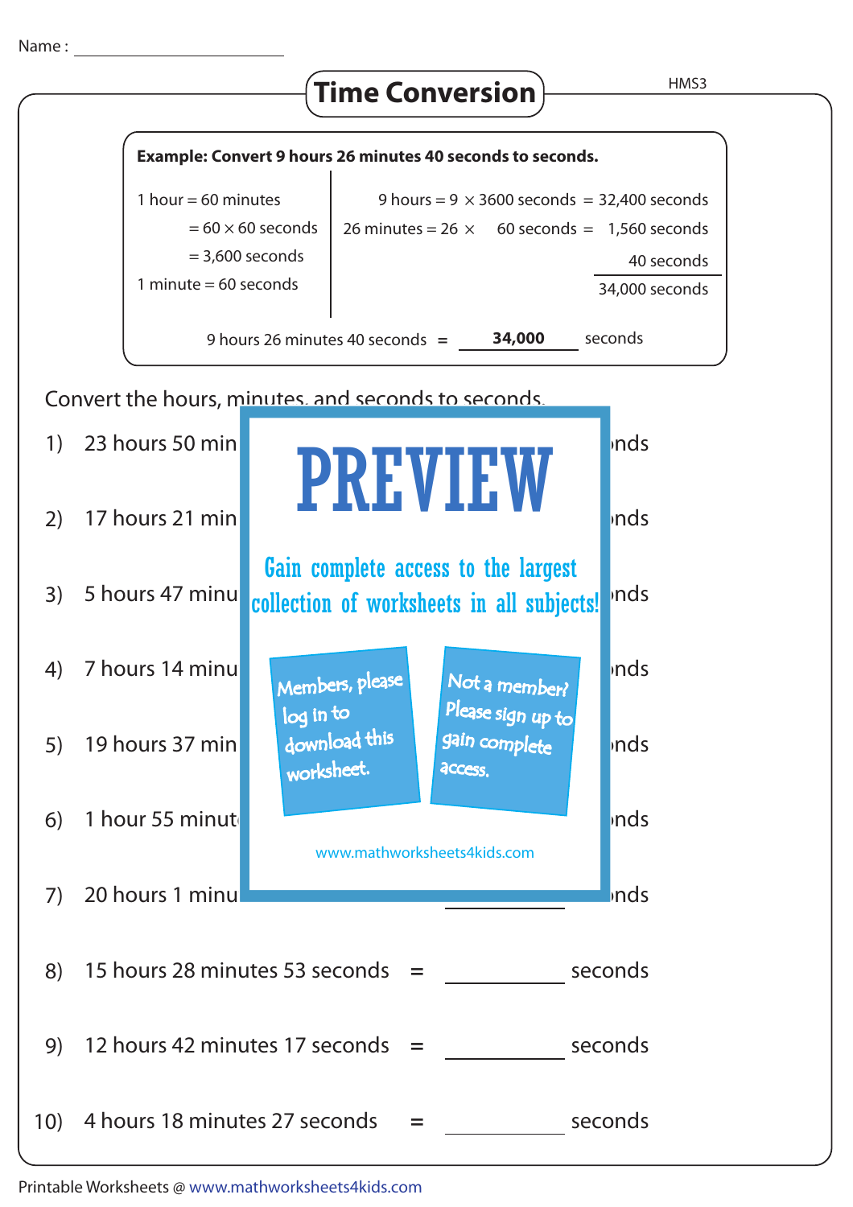Name : ____________________

# Time Conversion

HMS3

**Example: Convert 9 hours 26 minutes 40 seconds to seconds.**

1 hour = 60 minutes

= $60 \times 60$ seconds

= 3,600 seconds

1 minute = 60 seconds

9 hours = $9 \times 3600$ seconds = 32,400 seconds

26 minutes = $26 \times 60$ seconds = 1,560 seconds

40 seconds

34,000 seconds

9 hours 26 minutes 40 seconds = **34,000** seconds

Convert the hours, minutes, and seconds to seconds.

1) 23 hours 50 min... ...nds

2) 17 hours 21 min... ...nds

3) 5 hours 47 minu... ...nds

4) 7 hours 14 minu... ...nds

5) 19 hours 37 min... ...nds

6) 1 hour 55 minut... ...nds

7) 20 hours 1 minu... = __________ ...nds

8) 15 hours 28 minutes 53 seconds = __________ seconds

9) 12 hours 42 minutes 17 seconds = __________ seconds

10) 4 hours 18 minutes 27 seconds = __________ seconds

PREVIEW

Gain complete access to the largest collection of worksheets in all subjects!

Members, please log in to download this worksheet.

Not a member? Please sign up to gain complete access.

www.mathworksheets4kids.com

Printable Worksheets @ www.mathworksheets4kids.com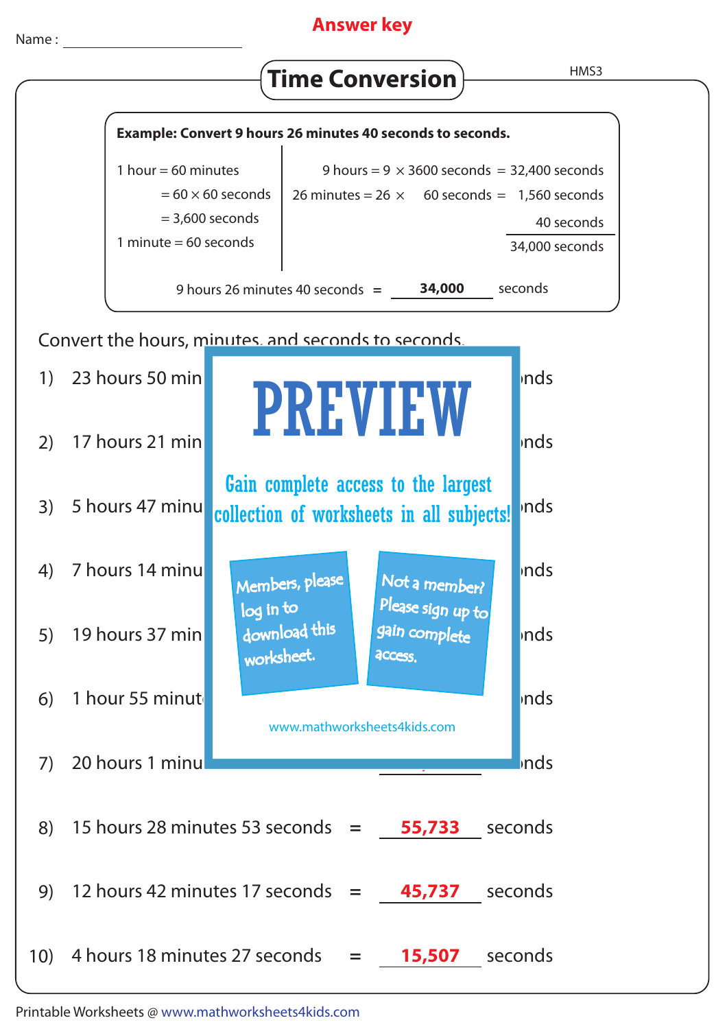Name : ____________________

**Answer key**

# Time Conversion

HMS3

**Example: Convert 9 hours 26 minutes 40 seconds to seconds.**

1 hour = 60 minutes
= $60 \times 60$ seconds
= 3,600 seconds
1 minute = 60 seconds

9 hours = $9 \times 3600$ seconds = 32,400 seconds
26 minutes = $26 \times 60$ seconds = 1,560 seconds
40 seconds
34,000 seconds

9 hours 26 minutes 40 seconds = **34,000** seconds

Convert the hours, minutes, and seconds to seconds.

1) 23 hours 50 min ... nds

2) 17 hours 21 min ... nds

3) 5 hours 47 minu ... nds

4) 7 hours 14 minu ... nds

5) 19 hours 37 min ... nds

6) 1 hour 55 minut ... nds

7) 20 hours 1 minu ... nds

8) 15 hours 28 minutes 53 seconds = **55,733** seconds

9) 12 hours 42 minutes 17 seconds = **45,737** seconds

10) 4 hours 18 minutes 27 seconds = **15,507** seconds

PREVIEW

Gain complete access to the largest collection of worksheets in all subjects!

Members, please log in to download this worksheet.

Not a member? Please sign up to gain complete access.

www.mathworksheets4kids.com

Printable Worksheets @ www.mathworksheets4kids.com